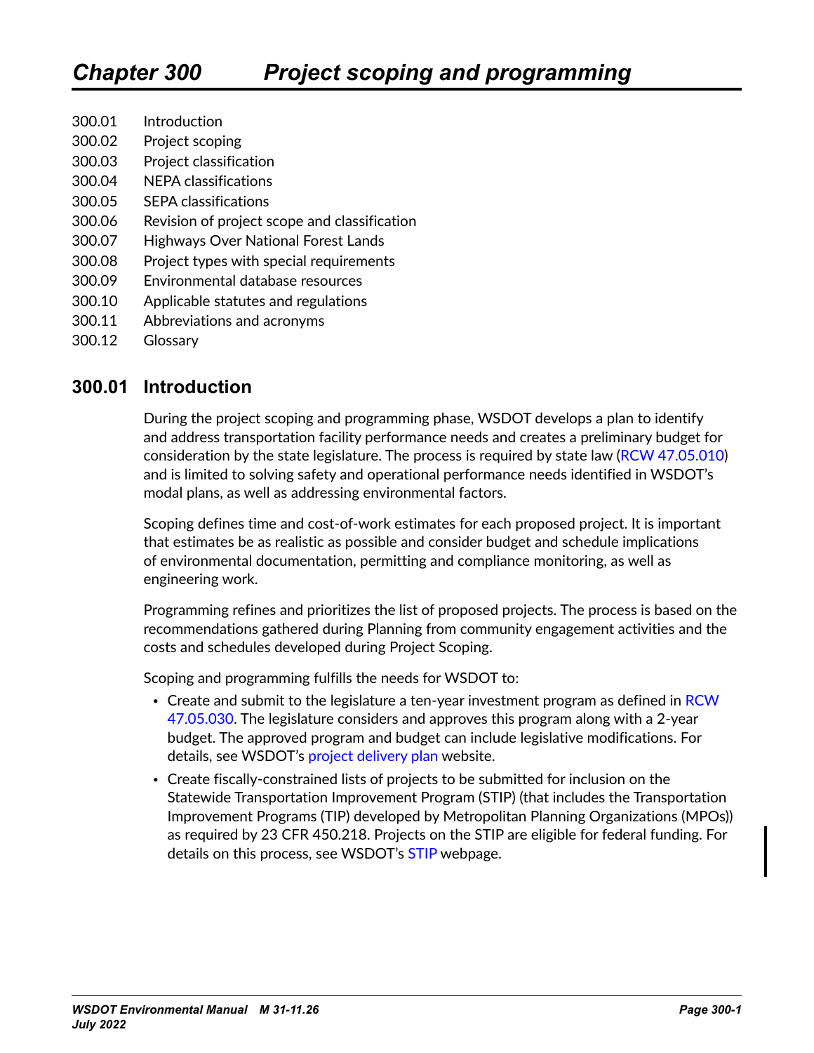# Chapter 300 Project scoping and programming

- 300.01 Introduction
- 300.02 Project scoping
- 300.03 Project classification
- 300.04 NEPA classifications
- 300.05 SEPA classifications
- 300.06 Revision of project scope and classification
- 300.07 Highways Over National Forest Lands
- 300.08 Project types with special requirements
- 300.09 Environmental database resources
- 300.10 Applicable statutes and regulations
- 300.11 Abbreviations and acronyms
- 300.12 Glossary

## 300.01 Introduction

During the project scoping and programming phase, WSDOT develops a plan to identify and address transportation facility performance needs and creates a preliminary budget for consideration by the state legislature. The process is required by state law (RCW 47.05.010) and is limited to solving safety and operational performance needs identified in WSDOT's modal plans, as well as addressing environmental factors.

Scoping defines time and cost-of-work estimates for each proposed project. It is important that estimates be as realistic as possible and consider budget and schedule implications of environmental documentation, permitting and compliance monitoring, as well as engineering work.

Programming refines and prioritizes the list of proposed projects. The process is based on the recommendations gathered during Planning from community engagement activities and the costs and schedules developed during Project Scoping.

Scoping and programming fulfills the needs for WSDOT to:

- Create and submit to the legislature a ten-year investment program as defined in RCW 47.05.030. The legislature considers and approves this program along with a 2-year budget. The approved program and budget can include legislative modifications. For details, see WSDOT's project delivery plan website.
- Create fiscally-constrained lists of projects to be submitted for inclusion on the Statewide Transportation Improvement Program (STIP) (that includes the Transportation Improvement Programs (TIP) developed by Metropolitan Planning Organizations (MPOs)) as required by 23 CFR 450.218. Projects on the STIP are eligible for federal funding. For details on this process, see WSDOT's STIP webpage.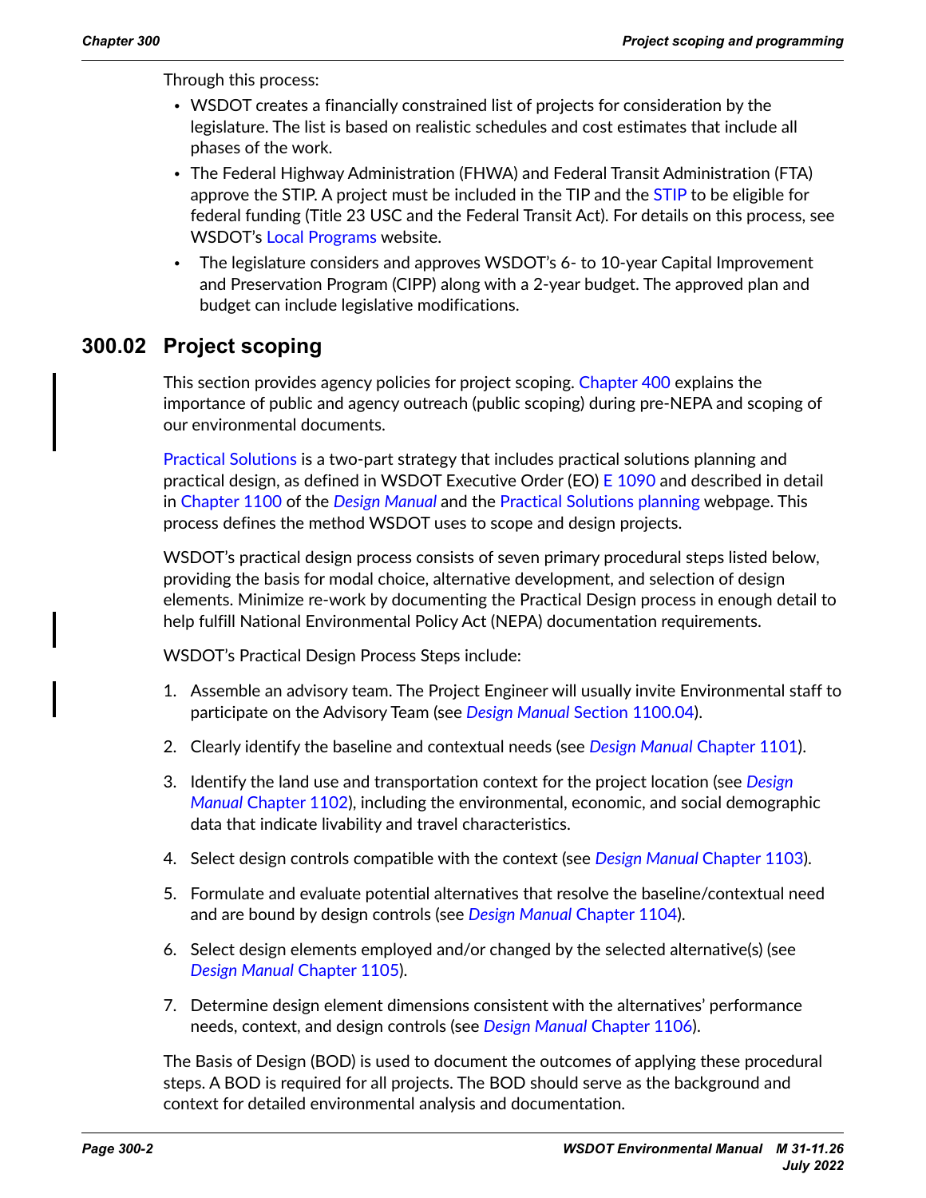Through this process:

- WSDOT creates a financially constrained list of projects for consideration by the legislature. The list is based on realistic schedules and cost estimates that include all phases of the work.
- The Federal Highway Administration (FHWA) and Federal Transit Administration (FTA) approve the STIP. A project must be included in the TIP and the STIP to be eligible for federal funding (Title 23 USC and the Federal Transit Act). For details on this process, see WSDOT's Local Programs website.
- The legislature considers and approves WSDOT's 6- to 10-year Capital Improvement and Preservation Program (CIPP) along with a 2-year budget. The approved plan and budget can include legislative modifications.

## 300.02 Project scoping

This section provides agency policies for project scoping. Chapter 400 explains the importance of public and agency outreach (public scoping) during pre-NEPA and scoping of our environmental documents.

Practical Solutions is a two-part strategy that includes practical solutions planning and practical design, as defined in WSDOT Executive Order (EO) E 1090 and described in detail in Chapter 1100 of the *Design Manual* and the Practical Solutions planning webpage. This process defines the method WSDOT uses to scope and design projects.

WSDOT's practical design process consists of seven primary procedural steps listed below, providing the basis for modal choice, alternative development, and selection of design elements. Minimize re-work by documenting the Practical Design process in enough detail to help fulfill National Environmental Policy Act (NEPA) documentation requirements.

WSDOT's Practical Design Process Steps include:

1. Assemble an advisory team. The Project Engineer will usually invite Environmental staff to participate on the Advisory Team (see *Design Manual* Section 1100.04).
2. Clearly identify the baseline and contextual needs (see *Design Manual* Chapter 1101).
3. Identify the land use and transportation context for the project location (see *Design Manual* Chapter 1102), including the environmental, economic, and social demographic data that indicate livability and travel characteristics.
4. Select design controls compatible with the context (see *Design Manual* Chapter 1103).
5. Formulate and evaluate potential alternatives that resolve the baseline/contextual need and are bound by design controls (see *Design Manual* Chapter 1104).
6. Select design elements employed and/or changed by the selected alternative(s) (see *Design Manual* Chapter 1105).
7. Determine design element dimensions consistent with the alternatives' performance needs, context, and design controls (see *Design Manual* Chapter 1106).

The Basis of Design (BOD) is used to document the outcomes of applying these procedural steps. A BOD is required for all projects. The BOD should serve as the background and context for detailed environmental analysis and documentation.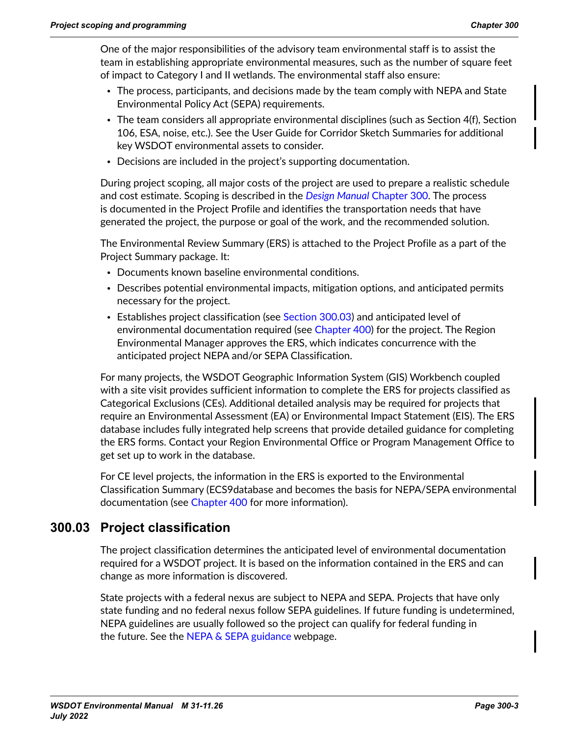One of the major responsibilities of the advisory team environmental staff is to assist the team in establishing appropriate environmental measures, such as the number of square feet of impact to Category I and II wetlands. The environmental staff also ensure:

- The process, participants, and decisions made by the team comply with NEPA and State Environmental Policy Act (SEPA) requirements.
- The team considers all appropriate environmental disciplines (such as Section 4(f), Section 106, ESA, noise, etc.). See the User Guide for Corridor Sketch Summaries for additional key WSDOT environmental assets to consider.
- Decisions are included in the project's supporting documentation.

During project scoping, all major costs of the project are used to prepare a realistic schedule and cost estimate. Scoping is described in the *Design Manual* Chapter 300. The process is documented in the Project Profile and identifies the transportation needs that have generated the project, the purpose or goal of the work, and the recommended solution.

The Environmental Review Summary (ERS) is attached to the Project Profile as a part of the Project Summary package. It:

- Documents known baseline environmental conditions.
- Describes potential environmental impacts, mitigation options, and anticipated permits necessary for the project.
- Establishes project classification (see Section 300.03) and anticipated level of environmental documentation required (see Chapter 400) for the project. The Region Environmental Manager approves the ERS, which indicates concurrence with the anticipated project NEPA and/or SEPA Classification.

For many projects, the WSDOT Geographic Information System (GIS) Workbench coupled with a site visit provides sufficient information to complete the ERS for projects classified as Categorical Exclusions (CEs). Additional detailed analysis may be required for projects that require an Environmental Assessment (EA) or Environmental Impact Statement (EIS). The ERS database includes fully integrated help screens that provide detailed guidance for completing the ERS forms. Contact your Region Environmental Office or Program Management Office to get set up to work in the database.

For CE level projects, the information in the ERS is exported to the Environmental Classification Summary (ECS9database and becomes the basis for NEPA/SEPA environmental documentation (see Chapter 400 for more information).

## 300.03 Project classification

The project classification determines the anticipated level of environmental documentation required for a WSDOT project. It is based on the information contained in the ERS and can change as more information is discovered.

State projects with a federal nexus are subject to NEPA and SEPA. Projects that have only state funding and no federal nexus follow SEPA guidelines. If future funding is undetermined, NEPA guidelines are usually followed so the project can qualify for federal funding in the future. See the NEPA & SEPA guidance webpage.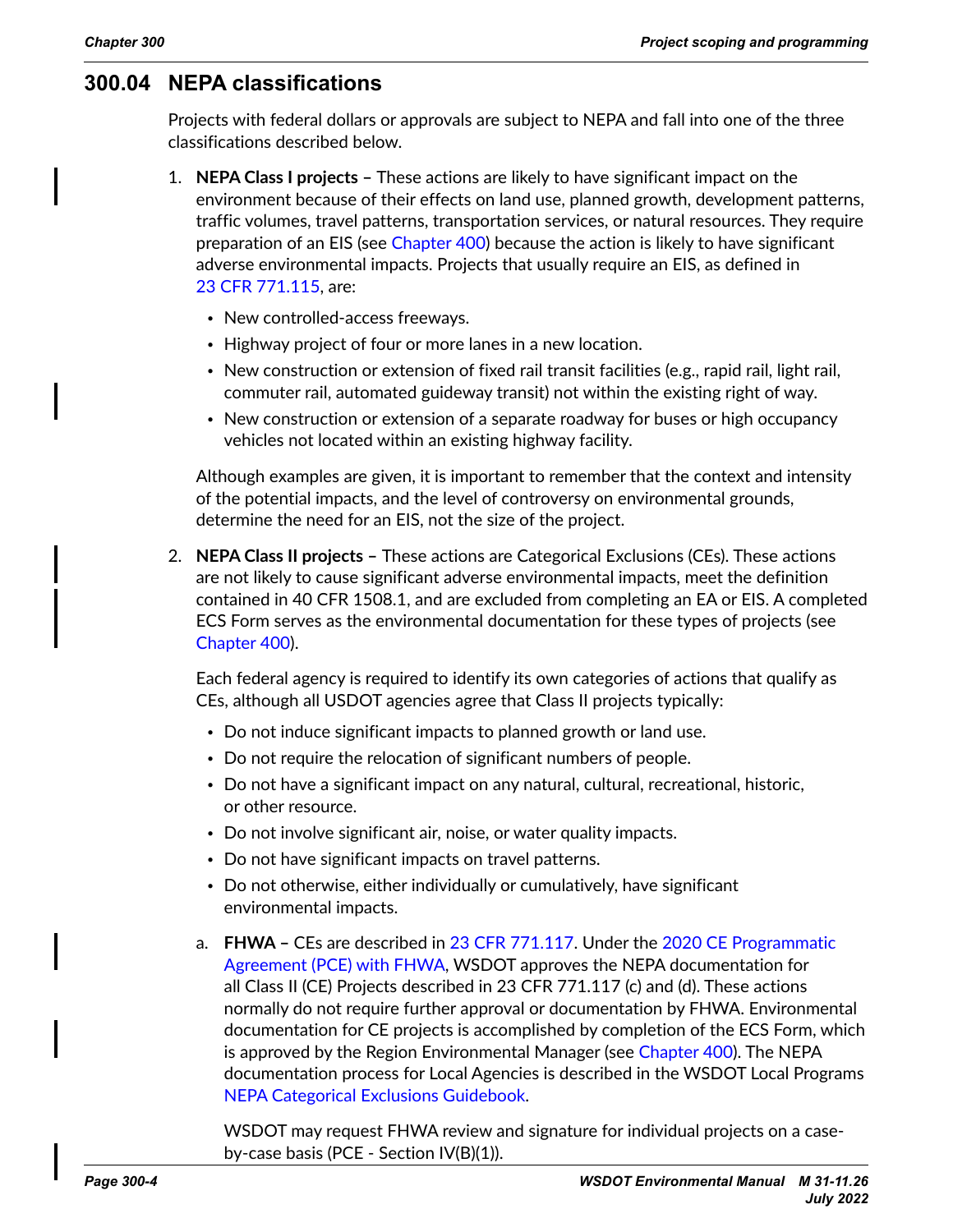## 300.04 NEPA classifications

Projects with federal dollars or approvals are subject to NEPA and fall into one of the three classifications described below.

1. **NEPA Class I projects –** These actions are likely to have significant impact on the environment because of their effects on land use, planned growth, development patterns, traffic volumes, travel patterns, transportation services, or natural resources. They require preparation of an EIS (see Chapter 400) because the action is likely to have significant adverse environmental impacts. Projects that usually require an EIS, as defined in 23 CFR 771.115, are:

   - New controlled-access freeways.
   - Highway project of four or more lanes in a new location.
   - New construction or extension of fixed rail transit facilities (e.g., rapid rail, light rail, commuter rail, automated guideway transit) not within the existing right of way.
   - New construction or extension of a separate roadway for buses or high occupancy vehicles not located within an existing highway facility.

   Although examples are given, it is important to remember that the context and intensity of the potential impacts, and the level of controversy on environmental grounds, determine the need for an EIS, not the size of the project.

2. **NEPA Class II projects –** These actions are Categorical Exclusions (CEs). These actions are not likely to cause significant adverse environmental impacts, meet the definition contained in 40 CFR 1508.1, and are excluded from completing an EA or EIS. A completed ECS Form serves as the environmental documentation for these types of projects (see Chapter 400).

   Each federal agency is required to identify its own categories of actions that qualify as CEs, although all USDOT agencies agree that Class II projects typically:

   - Do not induce significant impacts to planned growth or land use.
   - Do not require the relocation of significant numbers of people.
   - Do not have a significant impact on any natural, cultural, recreational, historic, or other resource.
   - Do not involve significant air, noise, or water quality impacts.
   - Do not have significant impacts on travel patterns.
   - Do not otherwise, either individually or cumulatively, have significant environmental impacts.

   a. **FHWA –** CEs are described in 23 CFR 771.117. Under the 2020 CE Programmatic Agreement (PCE) with FHWA, WSDOT approves the NEPA documentation for all Class II (CE) Projects described in 23 CFR 771.117 (c) and (d). These actions normally do not require further approval or documentation by FHWA. Environmental documentation for CE projects is accomplished by completion of the ECS Form, which is approved by the Region Environmental Manager (see Chapter 400). The NEPA documentation process for Local Agencies is described in the WSDOT Local Programs NEPA Categorical Exclusions Guidebook.

      WSDOT may request FHWA review and signature for individual projects on a case-by-case basis (PCE - Section IV(B)(1)).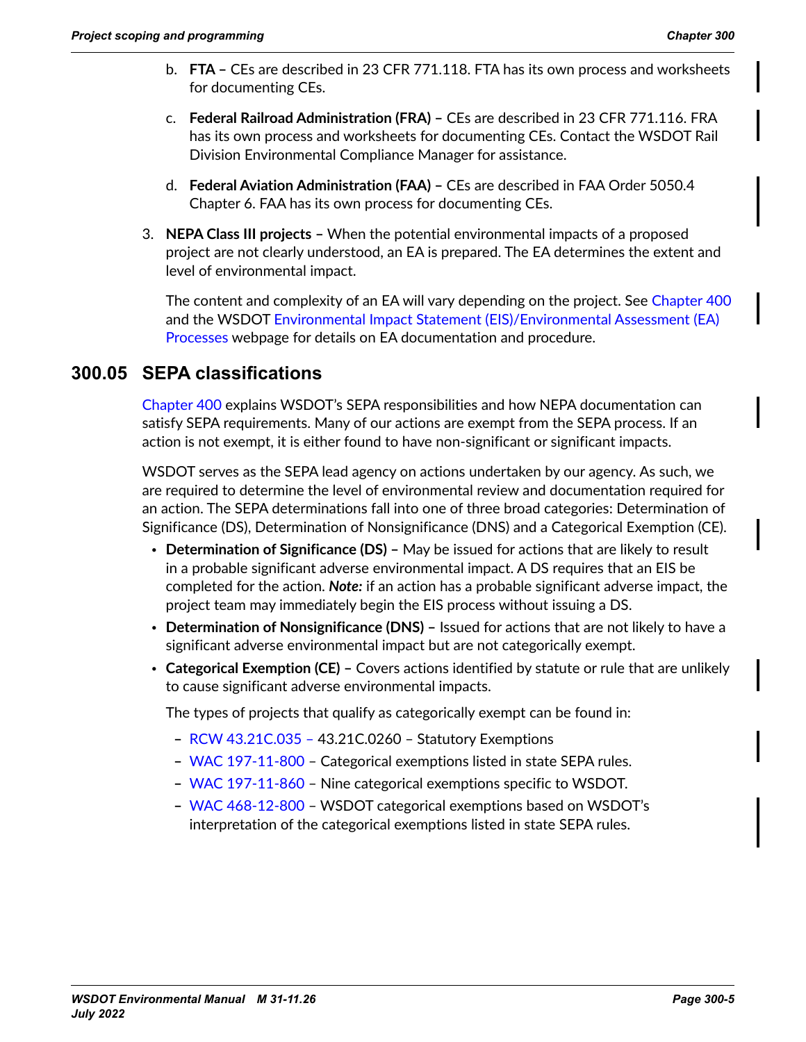b. **FTA –** CEs are described in 23 CFR 771.118. FTA has its own process and worksheets for documenting CEs.

   c. **Federal Railroad Administration (FRA) –** CEs are described in 23 CFR 771.116. FRA has its own process and worksheets for documenting CEs. Contact the WSDOT Rail Division Environmental Compliance Manager for assistance.

   d. **Federal Aviation Administration (FAA) –** CEs are described in FAA Order 5050.4 Chapter 6. FAA has its own process for documenting CEs.

3. **NEPA Class III projects –** When the potential environmental impacts of a proposed project are not clearly understood, an EA is prepared. The EA determines the extent and level of environmental impact.

   The content and complexity of an EA will vary depending on the project. See Chapter 400 and the WSDOT Environmental Impact Statement (EIS)/Environmental Assessment (EA) Processes webpage for details on EA documentation and procedure.

## 300.05 SEPA classifications

Chapter 400 explains WSDOT's SEPA responsibilities and how NEPA documentation can satisfy SEPA requirements. Many of our actions are exempt from the SEPA process. If an action is not exempt, it is either found to have non-significant or significant impacts.

WSDOT serves as the SEPA lead agency on actions undertaken by our agency. As such, we are required to determine the level of environmental review and documentation required for an action. The SEPA determinations fall into one of three broad categories: Determination of Significance (DS), Determination of Nonsignificance (DNS) and a Categorical Exemption (CE).

- **Determination of Significance (DS) –** May be issued for actions that are likely to result in a probable significant adverse environmental impact. A DS requires that an EIS be completed for the action. ***Note:*** if an action has a probable significant adverse impact, the project team may immediately begin the EIS process without issuing a DS.
- **Determination of Nonsignificance (DNS) –** Issued for actions that are not likely to have a significant adverse environmental impact but are not categorically exempt.
- **Categorical Exemption (CE) –** Covers actions identified by statute or rule that are unlikely to cause significant adverse environmental impacts.

  The types of projects that qualify as categorically exempt can be found in:

  - RCW 43.21C.035 – 43.21C.0260 – Statutory Exemptions
  - WAC 197-11-800 – Categorical exemptions listed in state SEPA rules.
  - WAC 197-11-860 – Nine categorical exemptions specific to WSDOT.
  - WAC 468-12-800 – WSDOT categorical exemptions based on WSDOT's interpretation of the categorical exemptions listed in state SEPA rules.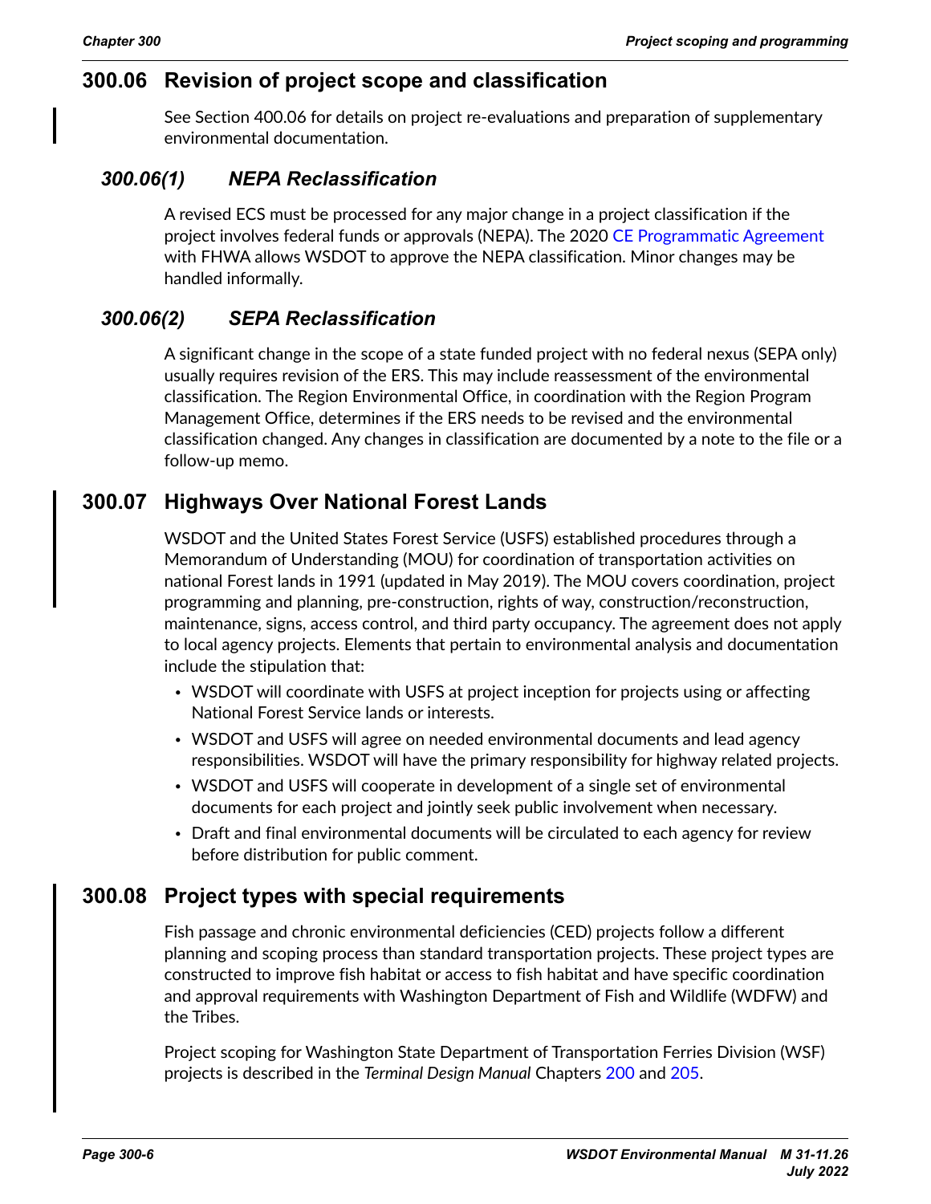## 300.06 Revision of project scope and classification

See Section 400.06 for details on project re-evaluations and preparation of supplementary environmental documentation.

### *300.06(1) NEPA Reclassification*

A revised ECS must be processed for any major change in a project classification if the project involves federal funds or approvals (NEPA). The 2020 CE Programmatic Agreement with FHWA allows WSDOT to approve the NEPA classification. Minor changes may be handled informally.

### *300.06(2) SEPA Reclassification*

A significant change in the scope of a state funded project with no federal nexus (SEPA only) usually requires revision of the ERS. This may include reassessment of the environmental classification. The Region Environmental Office, in coordination with the Region Program Management Office, determines if the ERS needs to be revised and the environmental classification changed. Any changes in classification are documented by a note to the file or a follow-up memo.

## 300.07 Highways Over National Forest Lands

WSDOT and the United States Forest Service (USFS) established procedures through a Memorandum of Understanding (MOU) for coordination of transportation activities on national Forest lands in 1991 (updated in May 2019). The MOU covers coordination, project programming and planning, pre-construction, rights of way, construction/reconstruction, maintenance, signs, access control, and third party occupancy. The agreement does not apply to local agency projects. Elements that pertain to environmental analysis and documentation include the stipulation that:

- WSDOT will coordinate with USFS at project inception for projects using or affecting National Forest Service lands or interests.
- WSDOT and USFS will agree on needed environmental documents and lead agency responsibilities. WSDOT will have the primary responsibility for highway related projects.
- WSDOT and USFS will cooperate in development of a single set of environmental documents for each project and jointly seek public involvement when necessary.
- Draft and final environmental documents will be circulated to each agency for review before distribution for public comment.

## 300.08 Project types with special requirements

Fish passage and chronic environmental deficiencies (CED) projects follow a different planning and scoping process than standard transportation projects. These project types are constructed to improve fish habitat or access to fish habitat and have specific coordination and approval requirements with Washington Department of Fish and Wildlife (WDFW) and the Tribes.

Project scoping for Washington State Department of Transportation Ferries Division (WSF) projects is described in the *Terminal Design Manual* Chapters 200 and 205.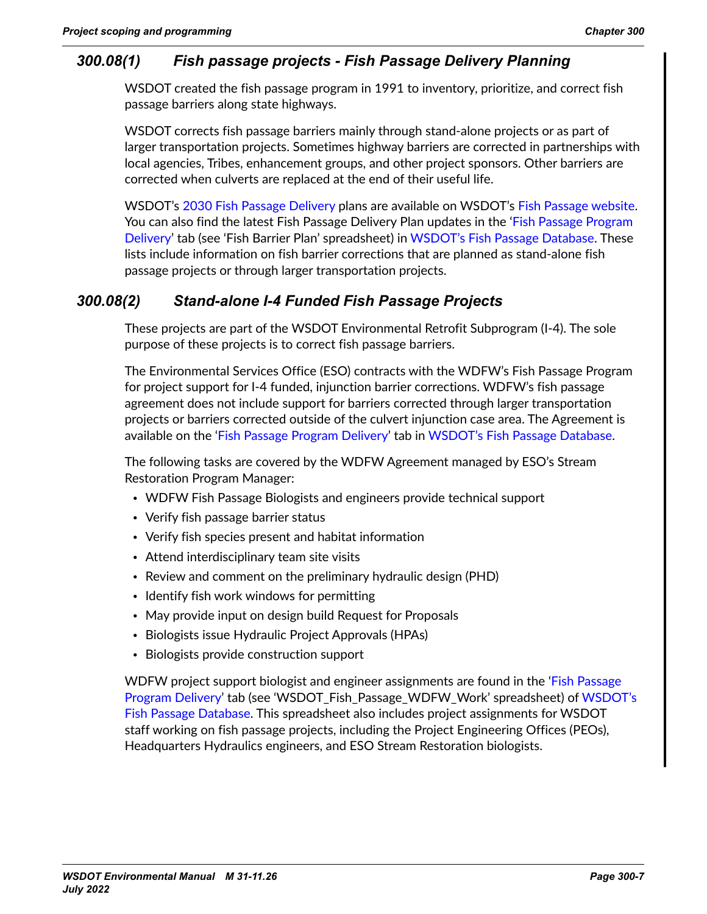### 300.08(1) Fish passage projects - Fish Passage Delivery Planning

WSDOT created the fish passage program in 1991 to inventory, prioritize, and correct fish passage barriers along state highways.

WSDOT corrects fish passage barriers mainly through stand-alone projects or as part of larger transportation projects. Sometimes highway barriers are corrected in partnerships with local agencies, Tribes, enhancement groups, and other project sponsors. Other barriers are corrected when culverts are replaced at the end of their useful life.

WSDOT's 2030 Fish Passage Delivery plans are available on WSDOT's Fish Passage website. You can also find the latest Fish Passage Delivery Plan updates in the 'Fish Passage Program Delivery' tab (see 'Fish Barrier Plan' spreadsheet) in WSDOT's Fish Passage Database. These lists include information on fish barrier corrections that are planned as stand-alone fish passage projects or through larger transportation projects.

### 300.08(2) Stand-alone I-4 Funded Fish Passage Projects

These projects are part of the WSDOT Environmental Retrofit Subprogram (I-4). The sole purpose of these projects is to correct fish passage barriers.

The Environmental Services Office (ESO) contracts with the WDFW's Fish Passage Program for project support for I-4 funded, injunction barrier corrections. WDFW's fish passage agreement does not include support for barriers corrected through larger transportation projects or barriers corrected outside of the culvert injunction case area. The Agreement is available on the 'Fish Passage Program Delivery' tab in WSDOT's Fish Passage Database.

The following tasks are covered by the WDFW Agreement managed by ESO's Stream Restoration Program Manager:

- WDFW Fish Passage Biologists and engineers provide technical support
- Verify fish passage barrier status
- Verify fish species present and habitat information
- Attend interdisciplinary team site visits
- Review and comment on the preliminary hydraulic design (PHD)
- Identify fish work windows for permitting
- May provide input on design build Request for Proposals
- Biologists issue Hydraulic Project Approvals (HPAs)
- Biologists provide construction support

WDFW project support biologist and engineer assignments are found in the 'Fish Passage Program Delivery' tab (see 'WSDOT_Fish_Passage_WDFW_Work' spreadsheet) of WSDOT's Fish Passage Database. This spreadsheet also includes project assignments for WSDOT staff working on fish passage projects, including the Project Engineering Offices (PEOs), Headquarters Hydraulics engineers, and ESO Stream Restoration biologists.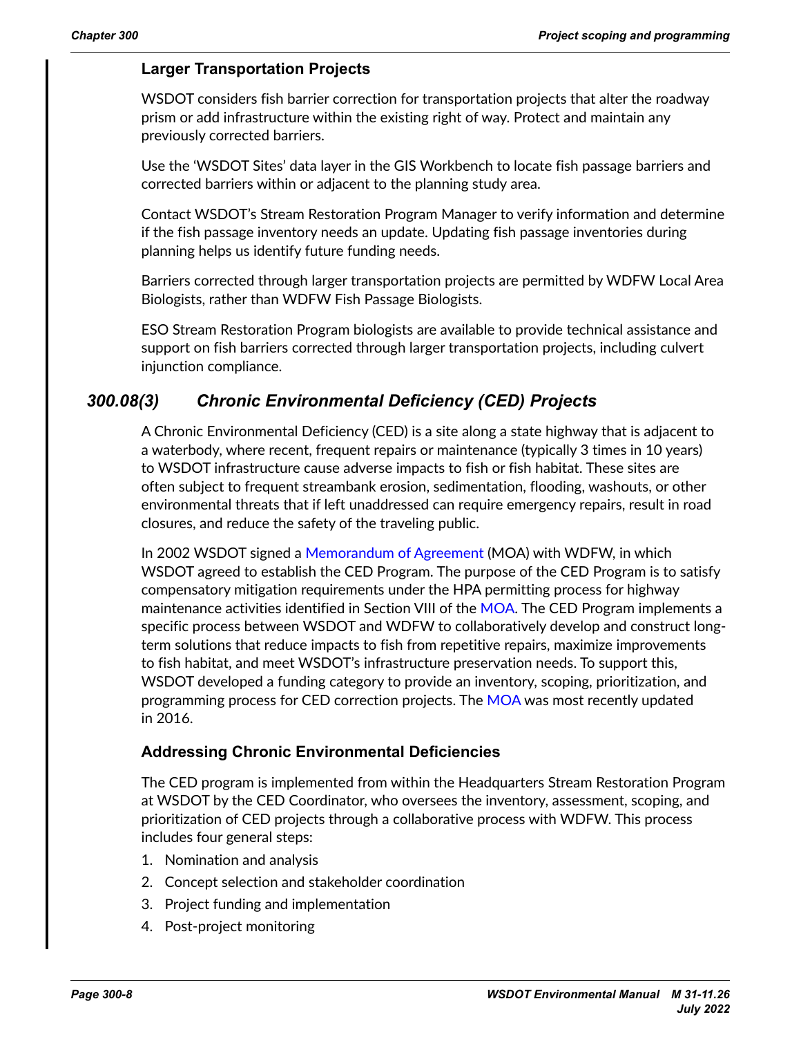### Larger Transportation Projects

WSDOT considers fish barrier correction for transportation projects that alter the roadway prism or add infrastructure within the existing right of way. Protect and maintain any previously corrected barriers.

Use the 'WSDOT Sites' data layer in the GIS Workbench to locate fish passage barriers and corrected barriers within or adjacent to the planning study area.

Contact WSDOT's Stream Restoration Program Manager to verify information and determine if the fish passage inventory needs an update. Updating fish passage inventories during planning helps us identify future funding needs.

Barriers corrected through larger transportation projects are permitted by WDFW Local Area Biologists, rather than WDFW Fish Passage Biologists.

ESO Stream Restoration Program biologists are available to provide technical assistance and support on fish barriers corrected through larger transportation projects, including culvert injunction compliance.

## *300.08(3) Chronic Environmental Deficiency (CED) Projects*

A Chronic Environmental Deficiency (CED) is a site along a state highway that is adjacent to a waterbody, where recent, frequent repairs or maintenance (typically 3 times in 10 years) to WSDOT infrastructure cause adverse impacts to fish or fish habitat. These sites are often subject to frequent streambank erosion, sedimentation, flooding, washouts, or other environmental threats that if left unaddressed can require emergency repairs, result in road closures, and reduce the safety of the traveling public.

In 2002 WSDOT signed a Memorandum of Agreement (MOA) with WDFW, in which WSDOT agreed to establish the CED Program. The purpose of the CED Program is to satisfy compensatory mitigation requirements under the HPA permitting process for highway maintenance activities identified in Section VIII of the MOA. The CED Program implements a specific process between WSDOT and WDFW to collaboratively develop and construct long-term solutions that reduce impacts to fish from repetitive repairs, maximize improvements to fish habitat, and meet WSDOT's infrastructure preservation needs. To support this, WSDOT developed a funding category to provide an inventory, scoping, prioritization, and programming process for CED correction projects. The MOA was most recently updated in 2016.

### Addressing Chronic Environmental Deficiencies

The CED program is implemented from within the Headquarters Stream Restoration Program at WSDOT by the CED Coordinator, who oversees the inventory, assessment, scoping, and prioritization of CED projects through a collaborative process with WDFW. This process includes four general steps:

1. Nomination and analysis
2. Concept selection and stakeholder coordination
3. Project funding and implementation
4. Post-project monitoring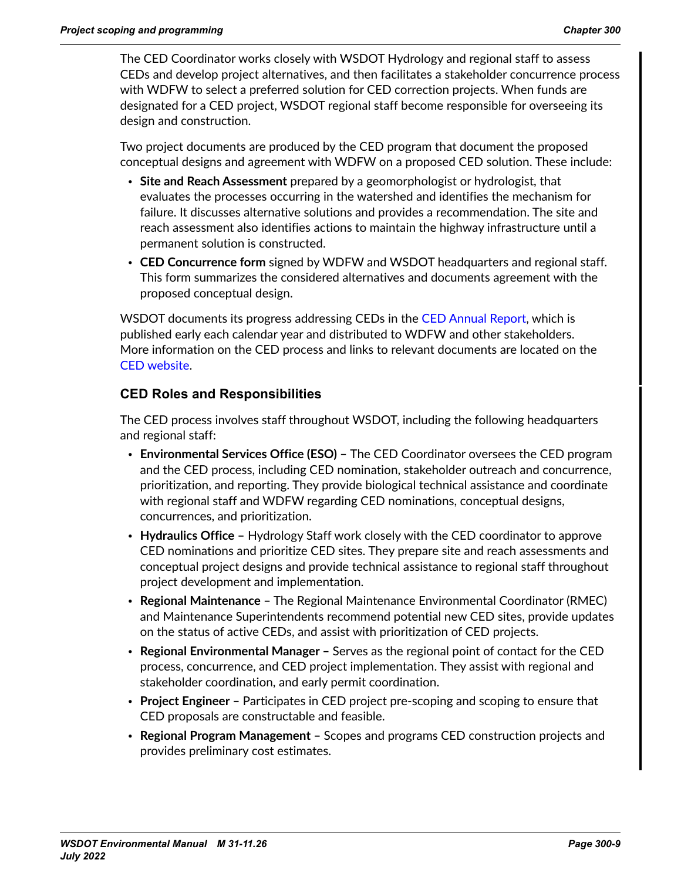The CED Coordinator works closely with WSDOT Hydrology and regional staff to assess CEDs and develop project alternatives, and then facilitates a stakeholder concurrence process with WDFW to select a preferred solution for CED correction projects. When funds are designated for a CED project, WSDOT regional staff become responsible for overseeing its design and construction.

Two project documents are produced by the CED program that document the proposed conceptual designs and agreement with WDFW on a proposed CED solution. These include:

- **Site and Reach Assessment** prepared by a geomorphologist or hydrologist, that evaluates the processes occurring in the watershed and identifies the mechanism for failure. It discusses alternative solutions and provides a recommendation. The site and reach assessment also identifies actions to maintain the highway infrastructure until a permanent solution is constructed.
- **CED Concurrence form** signed by WDFW and WSDOT headquarters and regional staff. This form summarizes the considered alternatives and documents agreement with the proposed conceptual design.

WSDOT documents its progress addressing CEDs in the CED Annual Report, which is published early each calendar year and distributed to WDFW and other stakeholders. More information on the CED process and links to relevant documents are located on the CED website.

### CED Roles and Responsibilities

The CED process involves staff throughout WSDOT, including the following headquarters and regional staff:

- **Environmental Services Office (ESO) –** The CED Coordinator oversees the CED program and the CED process, including CED nomination, stakeholder outreach and concurrence, prioritization, and reporting. They provide biological technical assistance and coordinate with regional staff and WDFW regarding CED nominations, conceptual designs, concurrences, and prioritization.
- **Hydraulics Office –** Hydrology Staff work closely with the CED coordinator to approve CED nominations and prioritize CED sites. They prepare site and reach assessments and conceptual project designs and provide technical assistance to regional staff throughout project development and implementation.
- **Regional Maintenance –** The Regional Maintenance Environmental Coordinator (RMEC) and Maintenance Superintendents recommend potential new CED sites, provide updates on the status of active CEDs, and assist with prioritization of CED projects.
- **Regional Environmental Manager –** Serves as the regional point of contact for the CED process, concurrence, and CED project implementation. They assist with regional and stakeholder coordination, and early permit coordination.
- **Project Engineer –** Participates in CED project pre-scoping and scoping to ensure that CED proposals are constructable and feasible.
- **Regional Program Management –** Scopes and programs CED construction projects and provides preliminary cost estimates.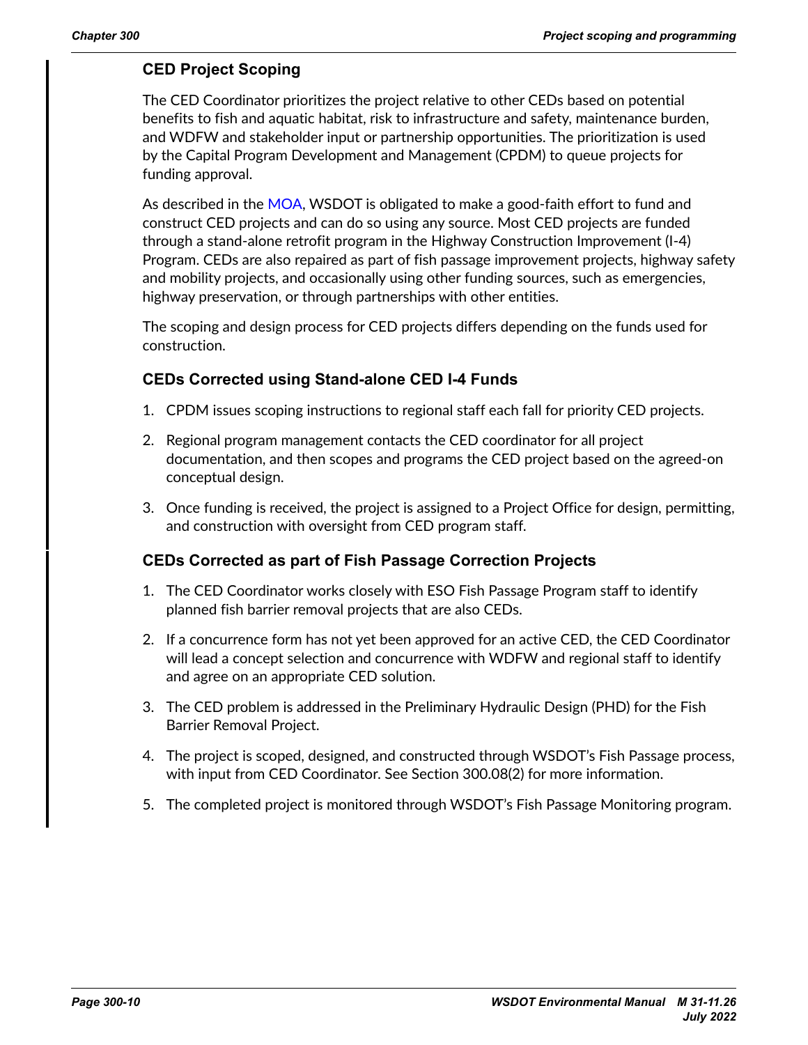### CED Project Scoping

The CED Coordinator prioritizes the project relative to other CEDs based on potential benefits to fish and aquatic habitat, risk to infrastructure and safety, maintenance burden, and WDFW and stakeholder input or partnership opportunities. The prioritization is used by the Capital Program Development and Management (CPDM) to queue projects for funding approval.

As described in the MOA, WSDOT is obligated to make a good-faith effort to fund and construct CED projects and can do so using any source. Most CED projects are funded through a stand-alone retrofit program in the Highway Construction Improvement (I-4) Program. CEDs are also repaired as part of fish passage improvement projects, highway safety and mobility projects, and occasionally using other funding sources, such as emergencies, highway preservation, or through partnerships with other entities.

The scoping and design process for CED projects differs depending on the funds used for construction.

#### CEDs Corrected using Stand-alone CED I-4 Funds

1. CPDM issues scoping instructions to regional staff each fall for priority CED projects.
2. Regional program management contacts the CED coordinator for all project documentation, and then scopes and programs the CED project based on the agreed-on conceptual design.
3. Once funding is received, the project is assigned to a Project Office for design, permitting, and construction with oversight from CED program staff.

#### CEDs Corrected as part of Fish Passage Correction Projects

1. The CED Coordinator works closely with ESO Fish Passage Program staff to identify planned fish barrier removal projects that are also CEDs.
2. If a concurrence form has not yet been approved for an active CED, the CED Coordinator will lead a concept selection and concurrence with WDFW and regional staff to identify and agree on an appropriate CED solution.
3. The CED problem is addressed in the Preliminary Hydraulic Design (PHD) for the Fish Barrier Removal Project.
4. The project is scoped, designed, and constructed through WSDOT's Fish Passage process, with input from CED Coordinator. See Section 300.08(2) for more information.
5. The completed project is monitored through WSDOT's Fish Passage Monitoring program.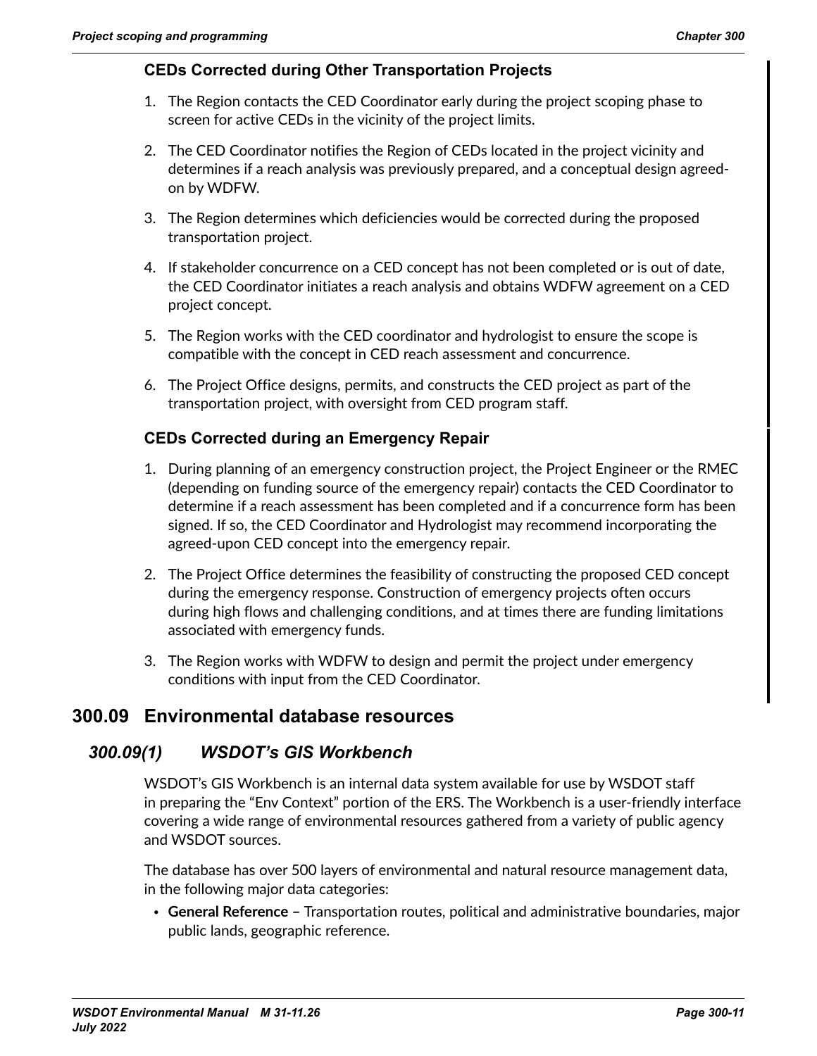### CEDs Corrected during Other Transportation Projects

1. The Region contacts the CED Coordinator early during the project scoping phase to screen for active CEDs in the vicinity of the project limits.
2. The CED Coordinator notifies the Region of CEDs located in the project vicinity and determines if a reach analysis was previously prepared, and a conceptual design agreed-on by WDFW.
3. The Region determines which deficiencies would be corrected during the proposed transportation project.
4. If stakeholder concurrence on a CED concept has not been completed or is out of date, the CED Coordinator initiates a reach analysis and obtains WDFW agreement on a CED project concept.
5. The Region works with the CED coordinator and hydrologist to ensure the scope is compatible with the concept in CED reach assessment and concurrence.
6. The Project Office designs, permits, and constructs the CED project as part of the transportation project, with oversight from CED program staff.

### CEDs Corrected during an Emergency Repair

1. During planning of an emergency construction project, the Project Engineer or the RMEC (depending on funding source of the emergency repair) contacts the CED Coordinator to determine if a reach assessment has been completed and if a concurrence form has been signed. If so, the CED Coordinator and Hydrologist may recommend incorporating the agreed-upon CED concept into the emergency repair.
2. The Project Office determines the feasibility of constructing the proposed CED concept during the emergency response. Construction of emergency projects often occurs during high flows and challenging conditions, and at times there are funding limitations associated with emergency funds.
3. The Region works with WDFW to design and permit the project under emergency conditions with input from the CED Coordinator.

## 300.09 Environmental database resources

### *300.09(1) WSDOT's GIS Workbench*

WSDOT's GIS Workbench is an internal data system available for use by WSDOT staff in preparing the "Env Context" portion of the ERS. The Workbench is a user-friendly interface covering a wide range of environmental resources gathered from a variety of public agency and WSDOT sources.

The database has over 500 layers of environmental and natural resource management data, in the following major data categories:

- **General Reference –** Transportation routes, political and administrative boundaries, major public lands, geographic reference.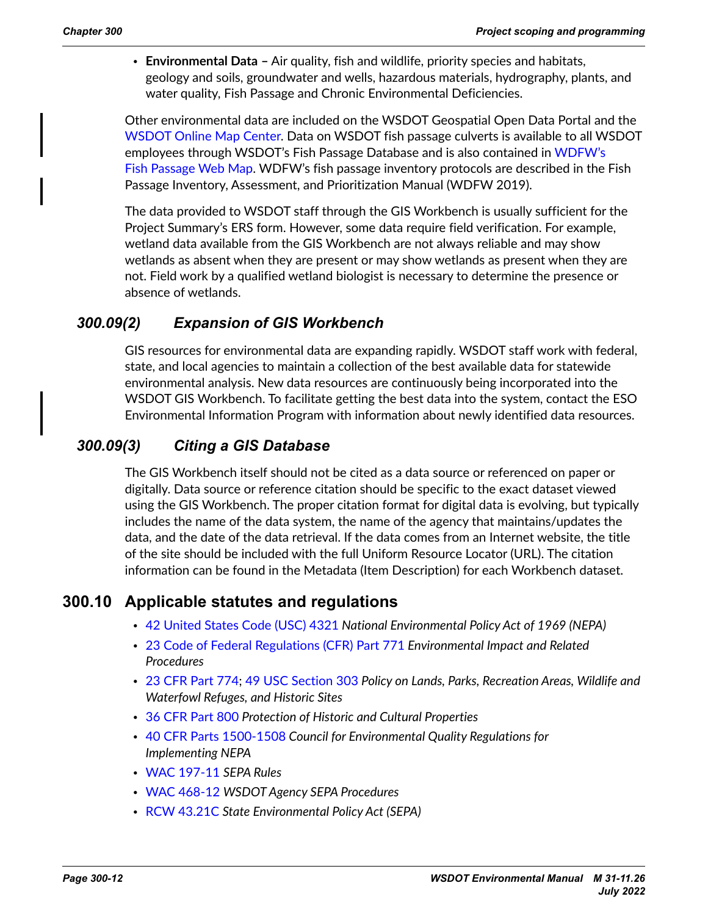- **Environmental Data –** Air quality, fish and wildlife, priority species and habitats, geology and soils, groundwater and wells, hazardous materials, hydrography, plants, and water quality, Fish Passage and Chronic Environmental Deficiencies.

Other environmental data are included on the WSDOT Geospatial Open Data Portal and the WSDOT Online Map Center. Data on WSDOT fish passage culverts is available to all WSDOT employees through WSDOT's Fish Passage Database and is also contained in WDFW's Fish Passage Web Map. WDFW's fish passage inventory protocols are described in the Fish Passage Inventory, Assessment, and Prioritization Manual (WDFW 2019).

The data provided to WSDOT staff through the GIS Workbench is usually sufficient for the Project Summary's ERS form. However, some data require field verification. For example, wetland data available from the GIS Workbench are not always reliable and may show wetlands as absent when they are present or may show wetlands as present when they are not. Field work by a qualified wetland biologist is necessary to determine the presence or absence of wetlands.

### *300.09(2) Expansion of GIS Workbench*

GIS resources for environmental data are expanding rapidly. WSDOT staff work with federal, state, and local agencies to maintain a collection of the best available data for statewide environmental analysis. New data resources are continuously being incorporated into the WSDOT GIS Workbench. To facilitate getting the best data into the system, contact the ESO Environmental Information Program with information about newly identified data resources.

### *300.09(3) Citing a GIS Database*

The GIS Workbench itself should not be cited as a data source or referenced on paper or digitally. Data source or reference citation should be specific to the exact dataset viewed using the GIS Workbench. The proper citation format for digital data is evolving, but typically includes the name of the data system, the name of the agency that maintains/updates the data, and the date of the data retrieval. If the data comes from an Internet website, the title of the site should be included with the full Uniform Resource Locator (URL). The citation information can be found in the Metadata (Item Description) for each Workbench dataset.

## 300.10 Applicable statutes and regulations

- 42 United States Code (USC) 4321 *National Environmental Policy Act of 1969 (NEPA)*
- 23 Code of Federal Regulations (CFR) Part 771 *Environmental Impact and Related Procedures*
- 23 CFR Part 774; 49 USC Section 303 *Policy on Lands, Parks, Recreation Areas, Wildlife and Waterfowl Refuges, and Historic Sites*
- 36 CFR Part 800 *Protection of Historic and Cultural Properties*
- 40 CFR Parts 1500-1508 *Council for Environmental Quality Regulations for Implementing NEPA*
- WAC 197-11 *SEPA Rules*
- WAC 468-12 *WSDOT Agency SEPA Procedures*
- RCW 43.21C *State Environmental Policy Act (SEPA)*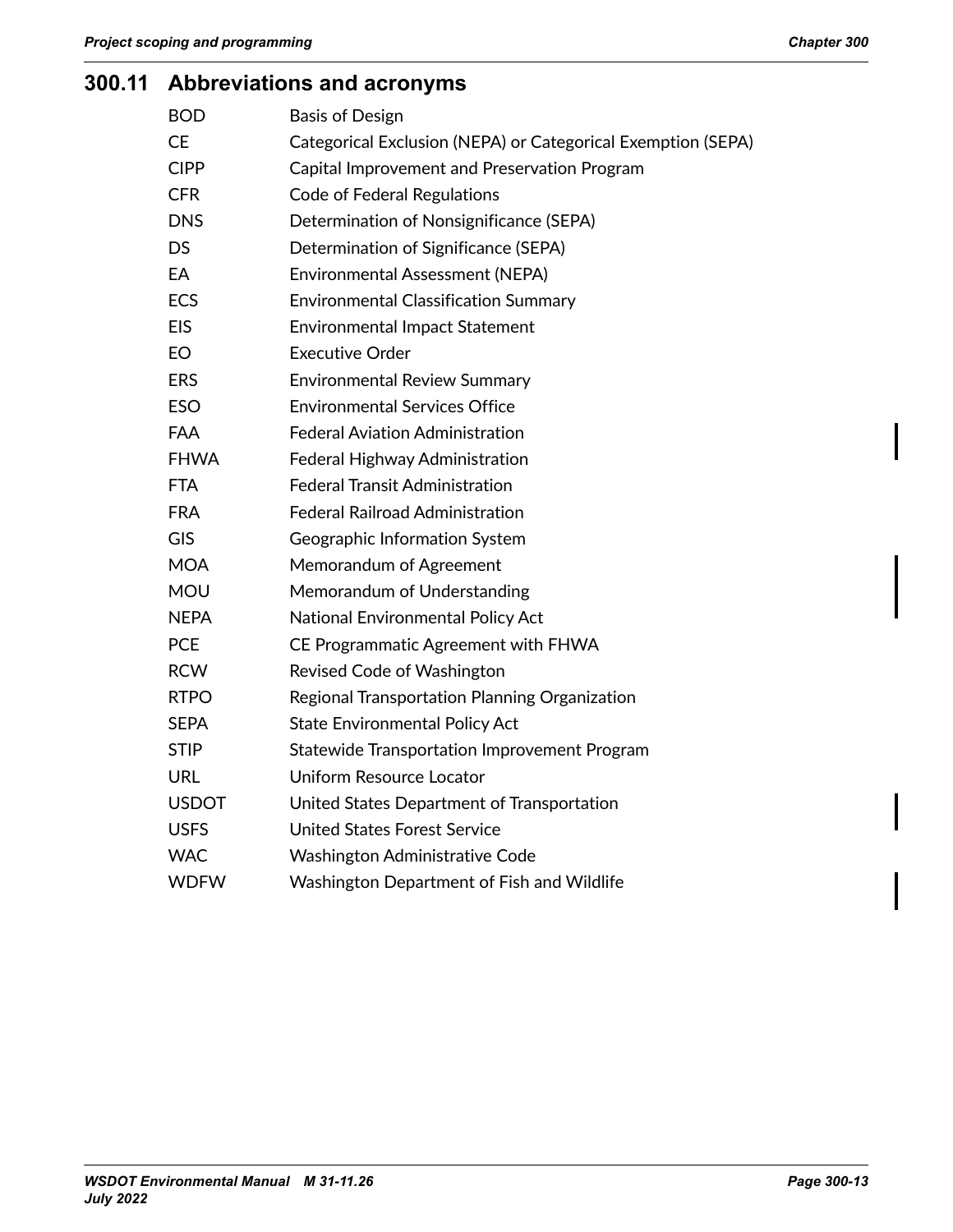## 300.11 Abbreviations and acronyms

| | |
|---|---|
| BOD | Basis of Design |
| CE | Categorical Exclusion (NEPA) or Categorical Exemption (SEPA) |
| CIPP | Capital Improvement and Preservation Program |
| CFR | Code of Federal Regulations |
| DNS | Determination of Nonsignificance (SEPA) |
| DS | Determination of Significance (SEPA) |
| EA | Environmental Assessment (NEPA) |
| ECS | Environmental Classification Summary |
| EIS | Environmental Impact Statement |
| EO | Executive Order |
| ERS | Environmental Review Summary |
| ESO | Environmental Services Office |
| FAA | Federal Aviation Administration |
| FHWA | Federal Highway Administration |
| FTA | Federal Transit Administration |
| FRA | Federal Railroad Administration |
| GIS | Geographic Information System |
| MOA | Memorandum of Agreement |
| MOU | Memorandum of Understanding |
| NEPA | National Environmental Policy Act |
| PCE | CE Programmatic Agreement with FHWA |
| RCW | Revised Code of Washington |
| RTPO | Regional Transportation Planning Organization |
| SEPA | State Environmental Policy Act |
| STIP | Statewide Transportation Improvement Program |
| URL | Uniform Resource Locator |
| USDOT | United States Department of Transportation |
| USFS | United States Forest Service |
| WAC | Washington Administrative Code |
| WDFW | Washington Department of Fish and Wildlife |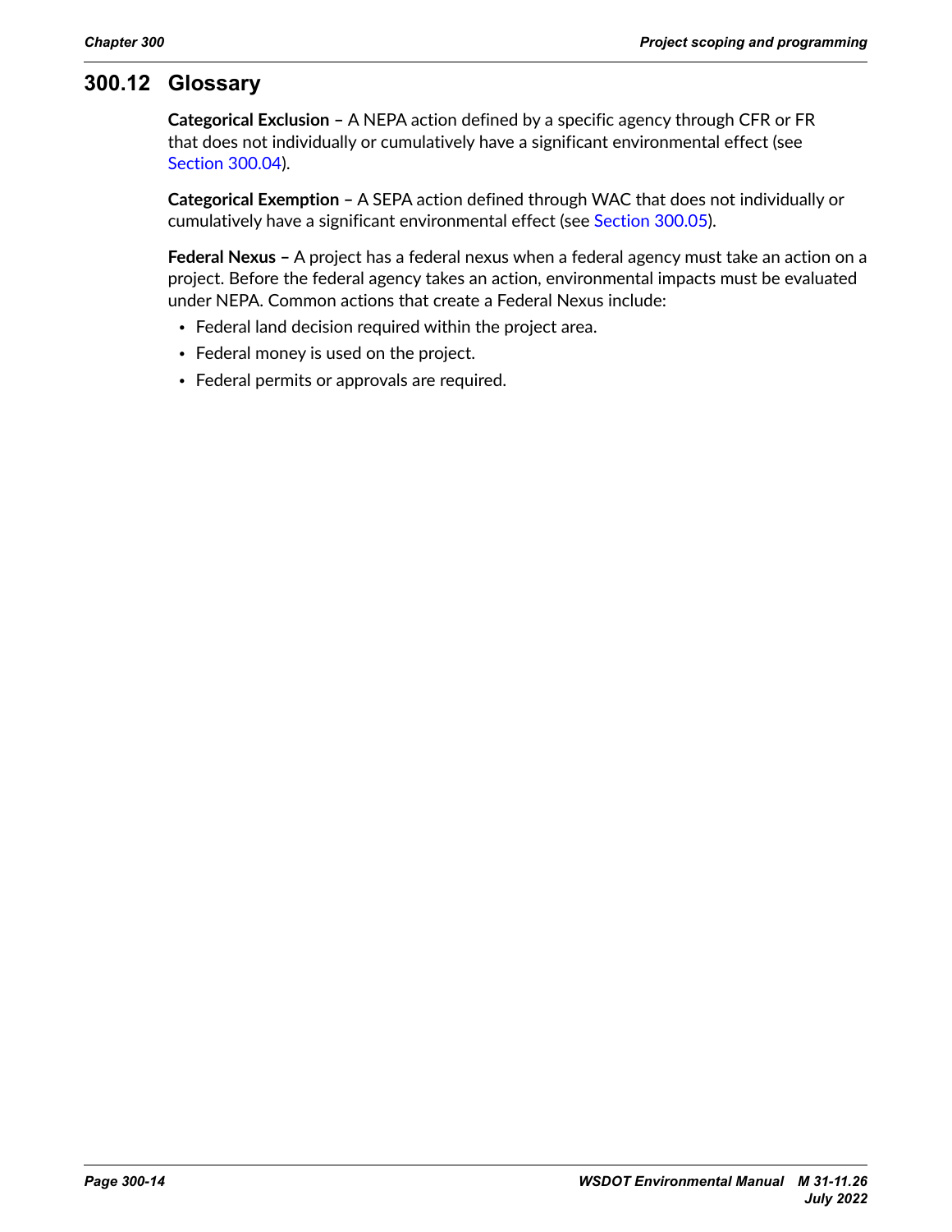## 300.12 Glossary

**Categorical Exclusion –** A NEPA action defined by a specific agency through CFR or FR that does not individually or cumulatively have a significant environmental effect (see Section 300.04).

**Categorical Exemption –** A SEPA action defined through WAC that does not individually or cumulatively have a significant environmental effect (see Section 300.05).

**Federal Nexus –** A project has a federal nexus when a federal agency must take an action on a project. Before the federal agency takes an action, environmental impacts must be evaluated under NEPA. Common actions that create a Federal Nexus include:

- Federal land decision required within the project area.
- Federal money is used on the project.
- Federal permits or approvals are required.